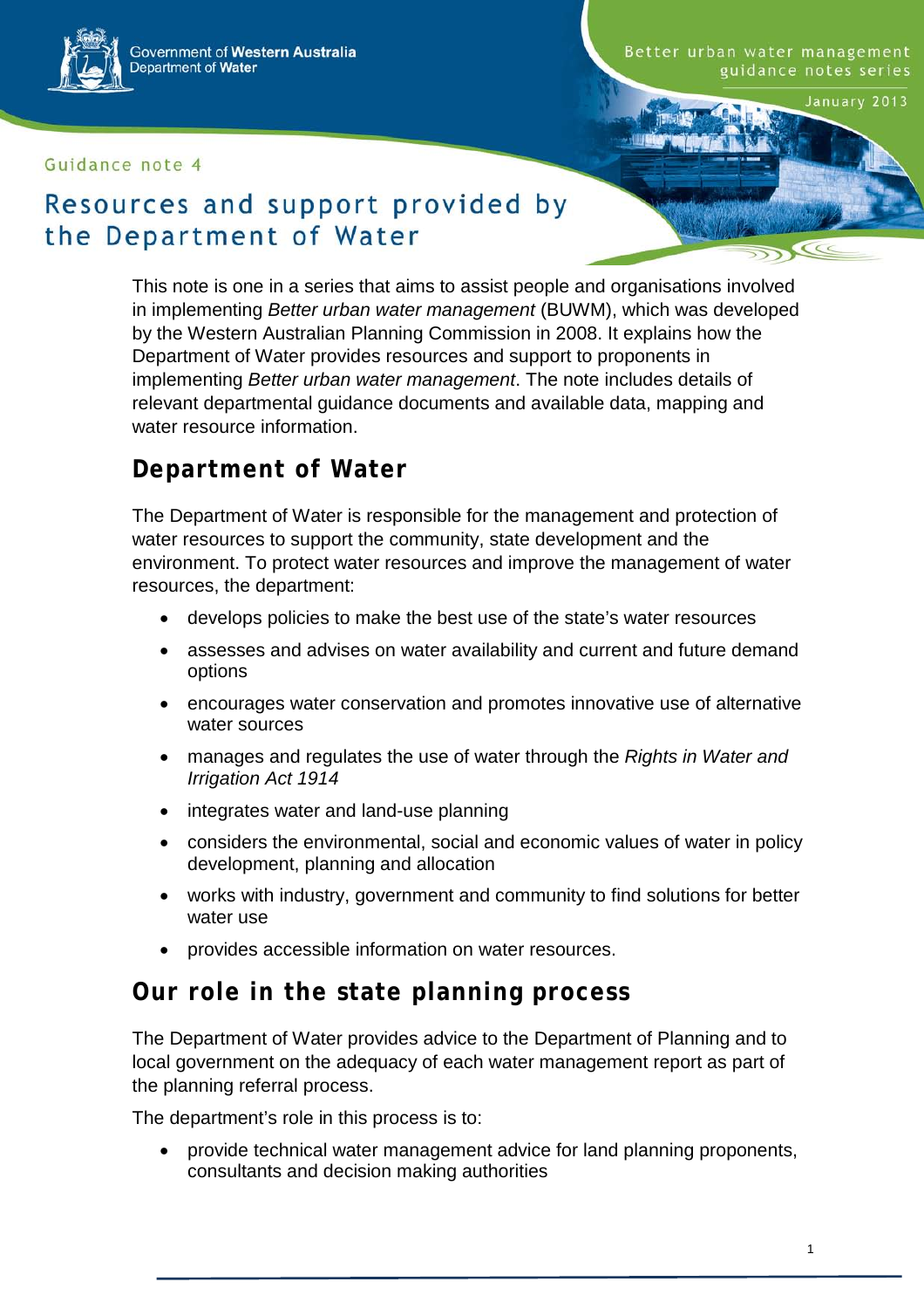Government of **Western Australia**
Department of **Water**

Better urban water management guidance notes series

January 2013

Guidance note 4

# Resources and support provided by the Department of Water

This note is one in a series that aims to assist people and organisations involved in implementing *Better urban water management* (BUWM), which was developed by the Western Australian Planning Commission in 2008. It explains how the Department of Water provides resources and support to proponents in implementing *Better urban water management*. The note includes details of relevant departmental guidance documents and available data, mapping and water resource information.

## Department of Water

The Department of Water is responsible for the management and protection of water resources to support the community, state development and the environment. To protect water resources and improve the management of water resources, the department:

- develops policies to make the best use of the state's water resources
- assesses and advises on water availability and current and future demand options
- encourages water conservation and promotes innovative use of alternative water sources
- manages and regulates the use of water through the *Rights in Water and Irrigation Act 1914*
- integrates water and land-use planning
- considers the environmental, social and economic values of water in policy development, planning and allocation
- works with industry, government and community to find solutions for better water use
- provides accessible information on water resources.

## Our role in the state planning process

The Department of Water provides advice to the Department of Planning and to local government on the adequacy of each water management report as part of the planning referral process.

The department's role in this process is to:

- provide technical water management advice for land planning proponents, consultants and decision making authorities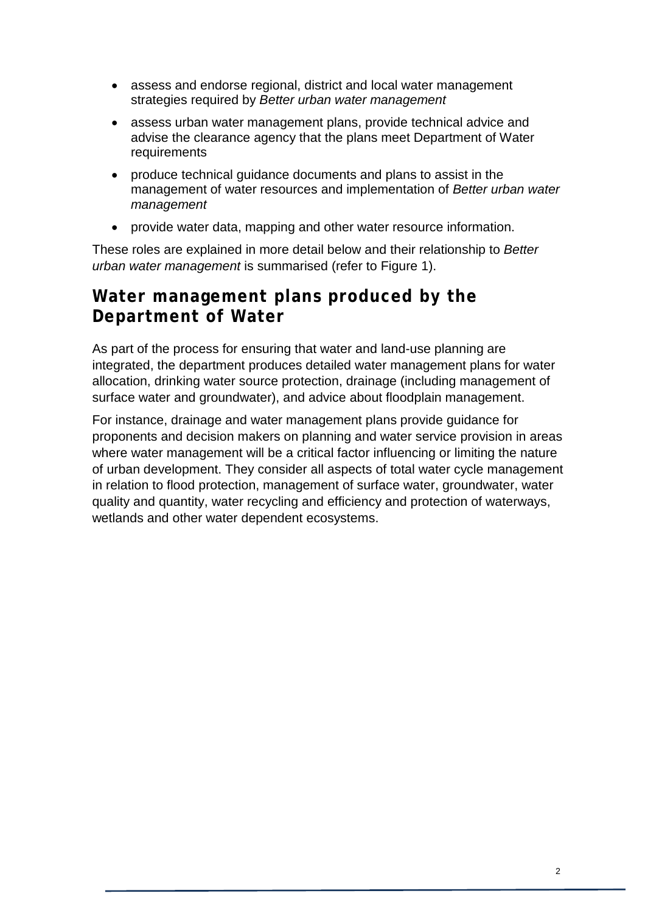- assess and endorse regional, district and local water management strategies required by *Better urban water management*
- assess urban water management plans, provide technical advice and advise the clearance agency that the plans meet Department of Water requirements
- produce technical guidance documents and plans to assist in the management of water resources and implementation of *Better urban water management*
- provide water data, mapping and other water resource information.

These roles are explained in more detail below and their relationship to *Better urban water management* is summarised (refer to Figure 1).

## Water management plans produced by the Department of Water

As part of the process for ensuring that water and land-use planning are integrated, the department produces detailed water management plans for water allocation, drinking water source protection, drainage (including management of surface water and groundwater), and advice about floodplain management.

For instance, drainage and water management plans provide guidance for proponents and decision makers on planning and water service provision in areas where water management will be a critical factor influencing or limiting the nature of urban development. They consider all aspects of total water cycle management in relation to flood protection, management of surface water, groundwater, water quality and quantity, water recycling and efficiency and protection of waterways, wetlands and other water dependent ecosystems.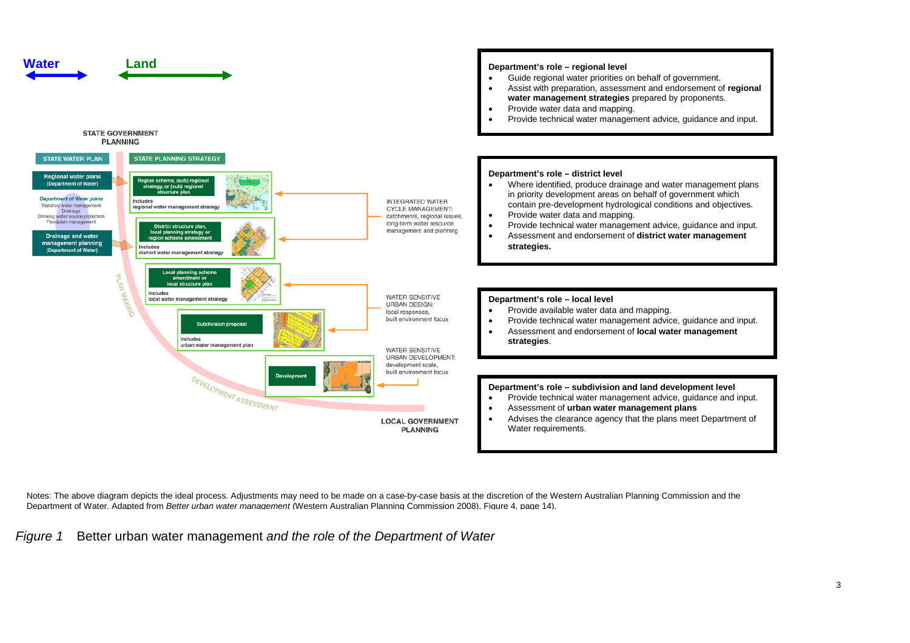**Water** ⟷ **Land**

STATE GOVERNMENT PLANNING

STATE WATER PLAN

STATE PLANNING STRATEGY

Regional water plans (Department of Water)

*Department of Water plans*
Statutory water management
Drainage
Drinking water source protection
Floodplain management

Drainage and water management planning (Department of Water)

Region scheme, (sub) regional strategy, or (sub) regional structure plan
Includes regional water management strategy

District structure plan, local planning strategy or region scheme amendment
Includes district water management strategy

Local planning scheme amendment or local structure plan
Includes local water management strategy

Subdivision proposal
Includes urban water management plan

Development

PLAN MAKING

DEVELOPMENT ASSESSMENT

INTEGRATED WATER CYCLE MANAGEMENT: catchments, regional issues, long-term water resource management and planning

WATER SENSITIVE URBAN DESIGN: local responses, built environment focus

WATER SENSITIVE URBAN DEVELOPMENT: development scale, built environment focus

LOCAL GOVERNMENT PLANNING

**Department's role – regional level**

- Guide regional water priorities on behalf of government.
- Assist with preparation, assessment and endorsement of **regional water management strategies** prepared by proponents.
- Provide water data and mapping.
- Provide technical water management advice, guidance and input.

**Department's role – district level**

- Where identified, produce drainage and water management plans in priority development areas on behalf of government which contain pre-development hydrological conditions and objectives.
- Provide water data and mapping.
- Provide technical water management advice, guidance and input.
- Assessment and endorsement of **district water management strategies.**

**Department's role – local level**

- Provide available water data and mapping.
- Provide technical water management advice, guidance and input.
- Assessment and endorsement of **local water management strategies**.

**Department's role – subdivision and land development level**

- Provide technical water management advice, guidance and input.
- Assessment of **urban water management plans**
- Advises the clearance agency that the plans meet Department of Water requirements.

Notes: The above diagram depicts the ideal process. Adjustments may need to be made on a case-by-case basis at the discretion of the Western Australian Planning Commission and the Department of Water. Adapted from *Better urban water management* (Western Australian Planning Commission 2008), Figure 4, page 14).

*Figure 1* Better urban water management *and the role of the Department of Water*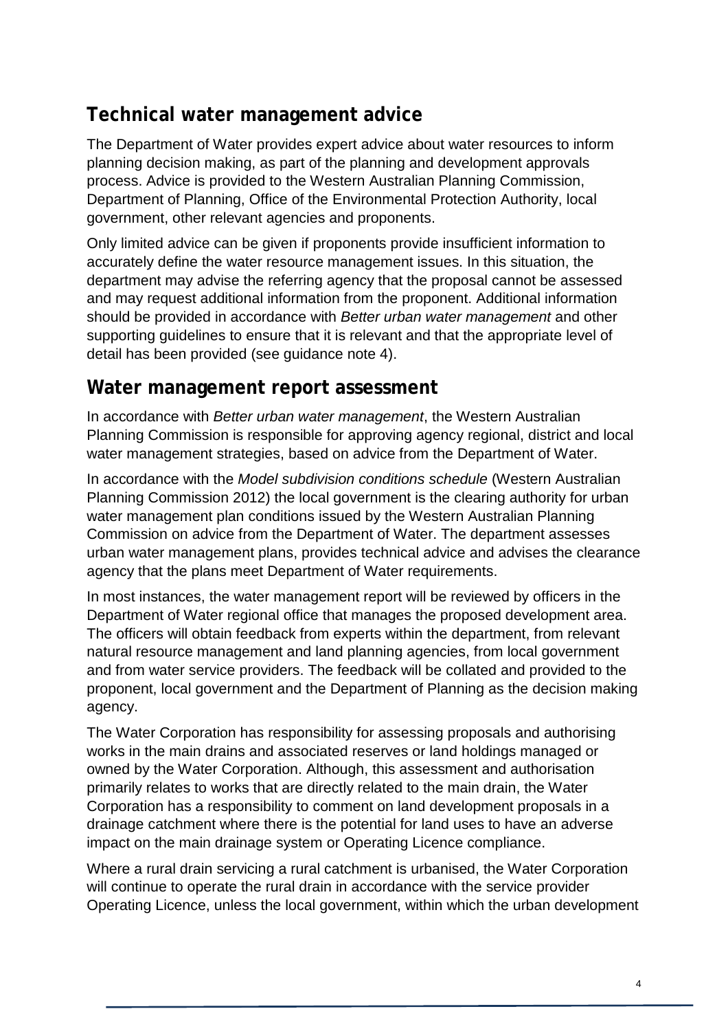## Technical water management advice

The Department of Water provides expert advice about water resources to inform planning decision making, as part of the planning and development approvals process. Advice is provided to the Western Australian Planning Commission, Department of Planning, Office of the Environmental Protection Authority, local government, other relevant agencies and proponents.

Only limited advice can be given if proponents provide insufficient information to accurately define the water resource management issues. In this situation, the department may advise the referring agency that the proposal cannot be assessed and may request additional information from the proponent. Additional information should be provided in accordance with *Better urban water management* and other supporting guidelines to ensure that it is relevant and that the appropriate level of detail has been provided (see guidance note 4).

## Water management report assessment

In accordance with *Better urban water management*, the Western Australian Planning Commission is responsible for approving agency regional, district and local water management strategies, based on advice from the Department of Water.

In accordance with the *Model subdivision conditions schedule* (Western Australian Planning Commission 2012) the local government is the clearing authority for urban water management plan conditions issued by the Western Australian Planning Commission on advice from the Department of Water. The department assesses urban water management plans, provides technical advice and advises the clearance agency that the plans meet Department of Water requirements.

In most instances, the water management report will be reviewed by officers in the Department of Water regional office that manages the proposed development area. The officers will obtain feedback from experts within the department, from relevant natural resource management and land planning agencies, from local government and from water service providers. The feedback will be collated and provided to the proponent, local government and the Department of Planning as the decision making agency.

The Water Corporation has responsibility for assessing proposals and authorising works in the main drains and associated reserves or land holdings managed or owned by the Water Corporation. Although, this assessment and authorisation primarily relates to works that are directly related to the main drain, the Water Corporation has a responsibility to comment on land development proposals in a drainage catchment where there is the potential for land uses to have an adverse impact on the main drainage system or Operating Licence compliance.

Where a rural drain servicing a rural catchment is urbanised, the Water Corporation will continue to operate the rural drain in accordance with the service provider Operating Licence, unless the local government, within which the urban development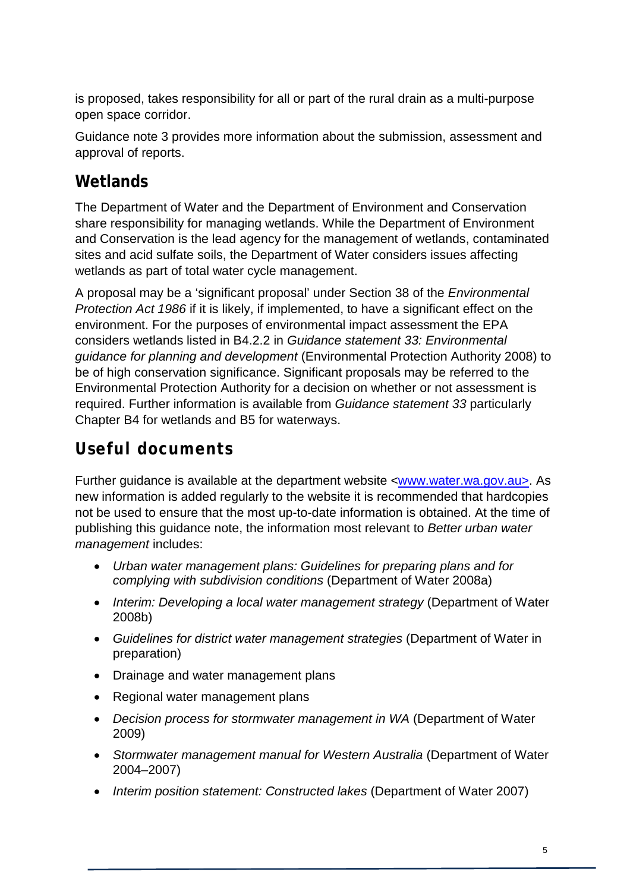is proposed, takes responsibility for all or part of the rural drain as a multi-purpose open space corridor.

Guidance note 3 provides more information about the submission, assessment and approval of reports.

## Wetlands

The Department of Water and the Department of Environment and Conservation share responsibility for managing wetlands. While the Department of Environment and Conservation is the lead agency for the management of wetlands, contaminated sites and acid sulfate soils, the Department of Water considers issues affecting wetlands as part of total water cycle management.

A proposal may be a 'significant proposal' under Section 38 of the *Environmental Protection Act 1986* if it is likely, if implemented, to have a significant effect on the environment. For the purposes of environmental impact assessment the EPA considers wetlands listed in B4.2.2 in *Guidance statement 33: Environmental guidance for planning and development* (Environmental Protection Authority 2008) to be of high conservation significance. Significant proposals may be referred to the Environmental Protection Authority for a decision on whether or not assessment is required. Further information is available from *Guidance statement 33* particularly Chapter B4 for wetlands and B5 for waterways.

## Useful documents

Further guidance is available at the department website <www.water.wa.gov.au>. As new information is added regularly to the website it is recommended that hardcopies not be used to ensure that the most up-to-date information is obtained. At the time of publishing this guidance note, the information most relevant to *Better urban water management* includes:

- *Urban water management plans: Guidelines for preparing plans and for complying with subdivision conditions* (Department of Water 2008a)
- *Interim: Developing a local water management strategy* (Department of Water 2008b)
- *Guidelines for district water management strategies* (Department of Water in preparation)
- Drainage and water management plans
- Regional water management plans
- *Decision process for stormwater management in WA* (Department of Water 2009)
- *Stormwater management manual for Western Australia* (Department of Water 2004–2007)
- *Interim position statement: Constructed lakes* (Department of Water 2007)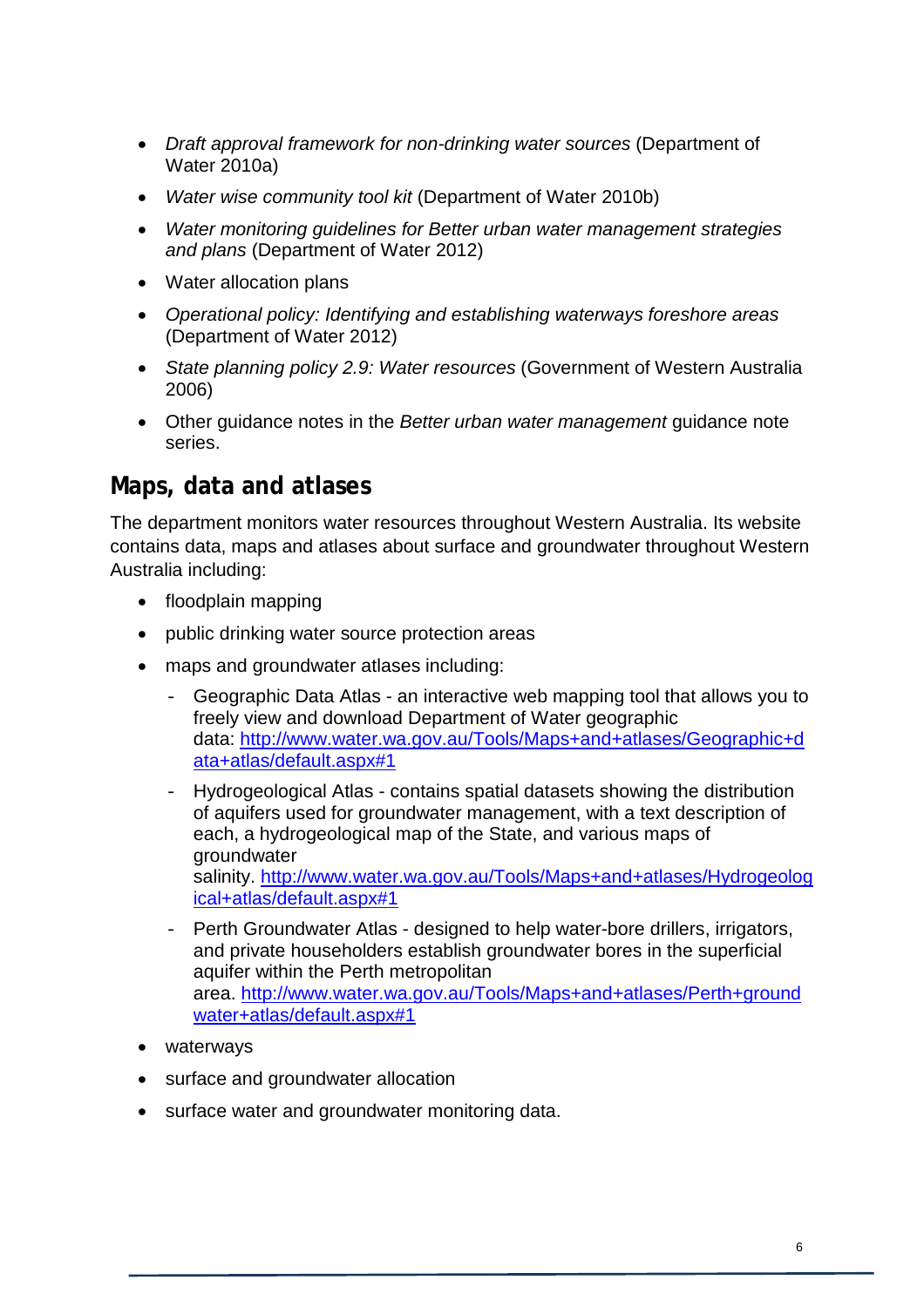- *Draft approval framework for non-drinking water sources* (Department of Water 2010a)
- *Water wise community tool kit* (Department of Water 2010b)
- *Water monitoring guidelines for Better urban water management strategies and plans* (Department of Water 2012)
- Water allocation plans
- *Operational policy: Identifying and establishing waterways foreshore areas* (Department of Water 2012)
- *State planning policy 2.9: Water resources* (Government of Western Australia 2006)
- Other guidance notes in the *Better urban water management* guidance note series.

## Maps, data and atlases

The department monitors water resources throughout Western Australia. Its website contains data, maps and atlases about surface and groundwater throughout Western Australia including:

- floodplain mapping
- public drinking water source protection areas
- maps and groundwater atlases including:
  - Geographic Data Atlas - an interactive web mapping tool that allows you to freely view and download Department of Water geographic data: http://www.water.wa.gov.au/Tools/Maps+and+atlases/Geographic+data+atlas/default.aspx#1
  - Hydrogeological Atlas - contains spatial datasets showing the distribution of aquifers used for groundwater management, with a text description of each, a hydrogeological map of the State, and various maps of groundwater salinity. http://www.water.wa.gov.au/Tools/Maps+and+atlases/Hydrogeological+atlas/default.aspx#1
  - Perth Groundwater Atlas - designed to help water-bore drillers, irrigators, and private householders establish groundwater bores in the superficial aquifer within the Perth metropolitan area. http://www.water.wa.gov.au/Tools/Maps+and+atlases/Perth+groundwater+atlas/default.aspx#1
- waterways
- surface and groundwater allocation
- surface water and groundwater monitoring data.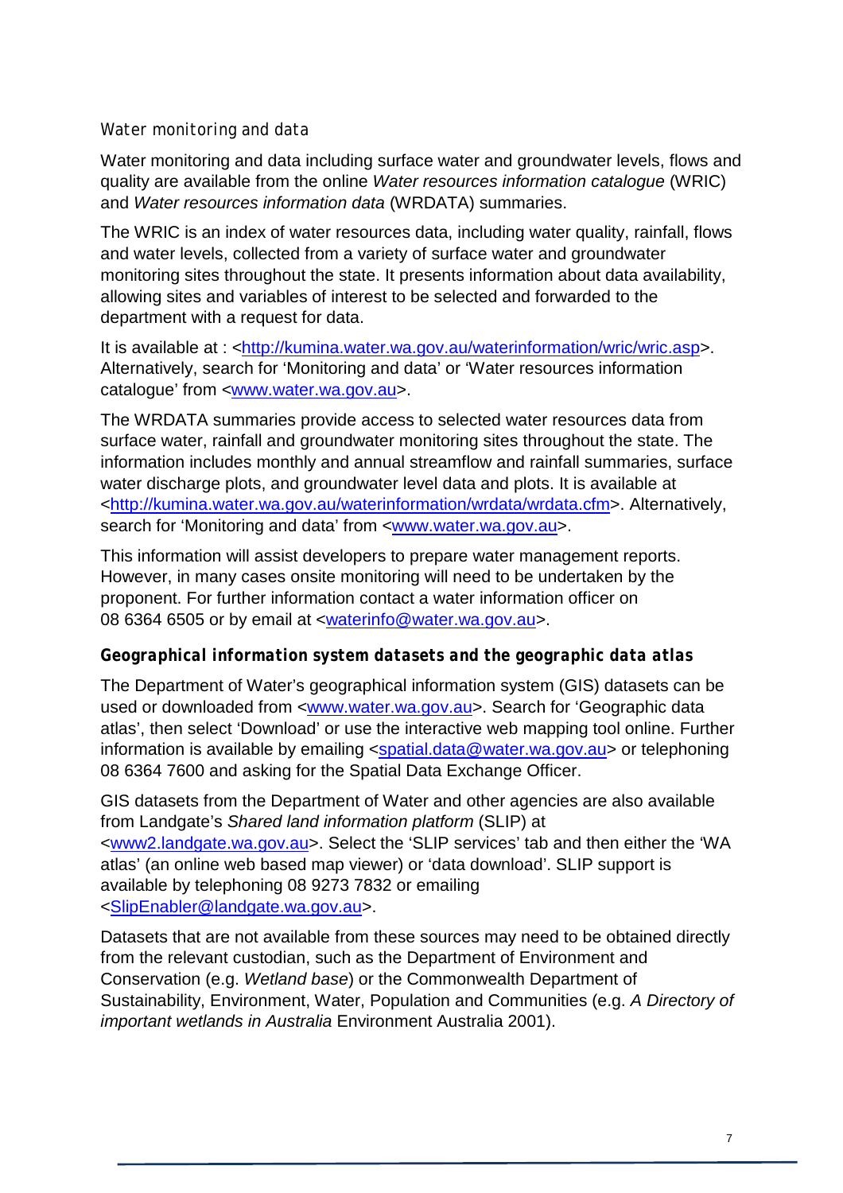### Water monitoring and data

Water monitoring and data including surface water and groundwater levels, flows and quality are available from the online *Water resources information catalogue* (WRIC) and *Water resources information data* (WRDATA) summaries.

The WRIC is an index of water resources data, including water quality, rainfall, flows and water levels, collected from a variety of surface water and groundwater monitoring sites throughout the state. It presents information about data availability, allowing sites and variables of interest to be selected and forwarded to the department with a request for data.

It is available at : <http://kumina.water.wa.gov.au/waterinformation/wric/wric.asp>. Alternatively, search for 'Monitoring and data' or 'Water resources information catalogue' from <www.water.wa.gov.au>.

The WRDATA summaries provide access to selected water resources data from surface water, rainfall and groundwater monitoring sites throughout the state. The information includes monthly and annual streamflow and rainfall summaries, surface water discharge plots, and groundwater level data and plots. It is available at <http://kumina.water.wa.gov.au/waterinformation/wrdata/wrdata.cfm>. Alternatively, search for 'Monitoring and data' from <www.water.wa.gov.au>.

This information will assist developers to prepare water management reports. However, in many cases onsite monitoring will need to be undertaken by the proponent. For further information contact a water information officer on 08 6364 6505 or by email at <waterinfo@water.wa.gov.au>.

### Geographical information system datasets and the geographic data atlas

The Department of Water's geographical information system (GIS) datasets can be used or downloaded from <www.water.wa.gov.au>. Search for 'Geographic data atlas', then select 'Download' or use the interactive web mapping tool online. Further information is available by emailing <spatial.data@water.wa.gov.au> or telephoning 08 6364 7600 and asking for the Spatial Data Exchange Officer.

GIS datasets from the Department of Water and other agencies are also available from Landgate's *Shared land information platform* (SLIP) at <www2.landgate.wa.gov.au>. Select the 'SLIP services' tab and then either the 'WA atlas' (an online web based map viewer) or 'data download'. SLIP support is available by telephoning 08 9273 7832 or emailing <SlipEnabler@landgate.wa.gov.au>.

Datasets that are not available from these sources may need to be obtained directly from the relevant custodian, such as the Department of Environment and Conservation (e.g. *Wetland base*) or the Commonwealth Department of Sustainability, Environment, Water, Population and Communities (e.g. *A Directory of important wetlands in Australia* Environment Australia 2001).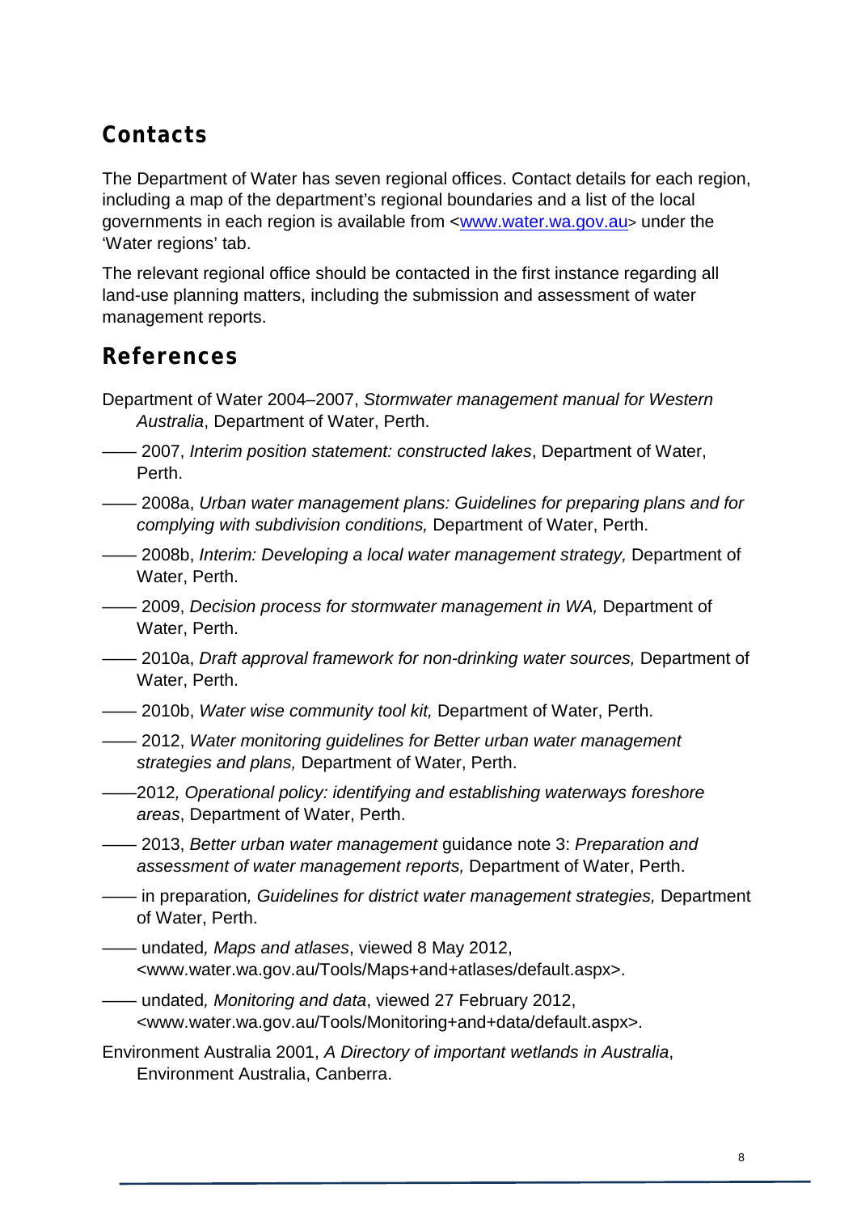## Contacts

The Department of Water has seven regional offices. Contact details for each region, including a map of the department's regional boundaries and a list of the local governments in each region is available from <www.water.wa.gov.au> under the 'Water regions' tab.

The relevant regional office should be contacted in the first instance regarding all land-use planning matters, including the submission and assessment of water management reports.

## References

Department of Water 2004–2007, *Stormwater management manual for Western Australia*, Department of Water, Perth.

—— 2007, *Interim position statement: constructed lakes*, Department of Water, Perth.

—— 2008a, *Urban water management plans: Guidelines for preparing plans and for complying with subdivision conditions,* Department of Water, Perth.

—— 2008b, *Interim: Developing a local water management strategy,* Department of Water, Perth.

—— 2009, *Decision process for stormwater management in WA,* Department of Water, Perth.

—— 2010a, *Draft approval framework for non-drinking water sources,* Department of Water, Perth.

—— 2010b, *Water wise community tool kit,* Department of Water, Perth.

—— 2012, *Water monitoring guidelines for Better urban water management strategies and plans,* Department of Water, Perth.

——2012*, Operational policy: identifying and establishing waterways foreshore areas*, Department of Water, Perth.

—— 2013, *Better urban water management* guidance note 3: *Preparation and assessment of water management reports,* Department of Water, Perth.

—— in preparation*, Guidelines for district water management strategies,* Department of Water, Perth.

—— undated*, Maps and atlases*, viewed 8 May 2012, <www.water.wa.gov.au/Tools/Maps+and+atlases/default.aspx>.

—— undated*, Monitoring and data*, viewed 27 February 2012, <www.water.wa.gov.au/Tools/Monitoring+and+data/default.aspx>.

Environment Australia 2001, *A Directory of important wetlands in Australia*, Environment Australia, Canberra.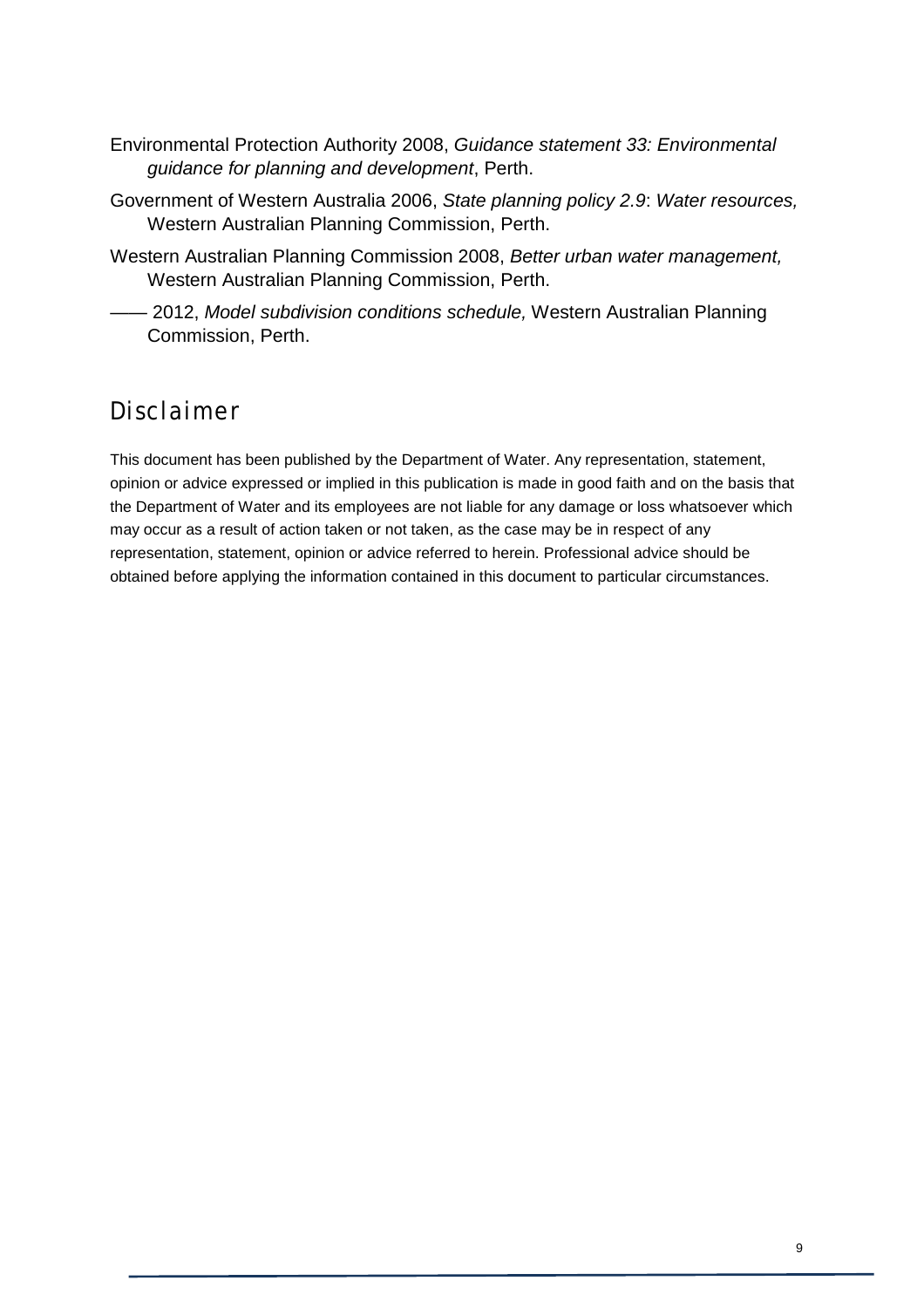Environmental Protection Authority 2008, *Guidance statement 33: Environmental guidance for planning and development*, Perth.

Government of Western Australia 2006, *State planning policy 2.9*: *Water resources,* Western Australian Planning Commission, Perth.

Western Australian Planning Commission 2008, *Better urban water management,* Western Australian Planning Commission, Perth.

—— 2012, *Model subdivision conditions schedule,* Western Australian Planning Commission, Perth.

## Disclaimer

This document has been published by the Department of Water. Any representation, statement, opinion or advice expressed or implied in this publication is made in good faith and on the basis that the Department of Water and its employees are not liable for any damage or loss whatsoever which may occur as a result of action taken or not taken, as the case may be in respect of any representation, statement, opinion or advice referred to herein. Professional advice should be obtained before applying the information contained in this document to particular circumstances.